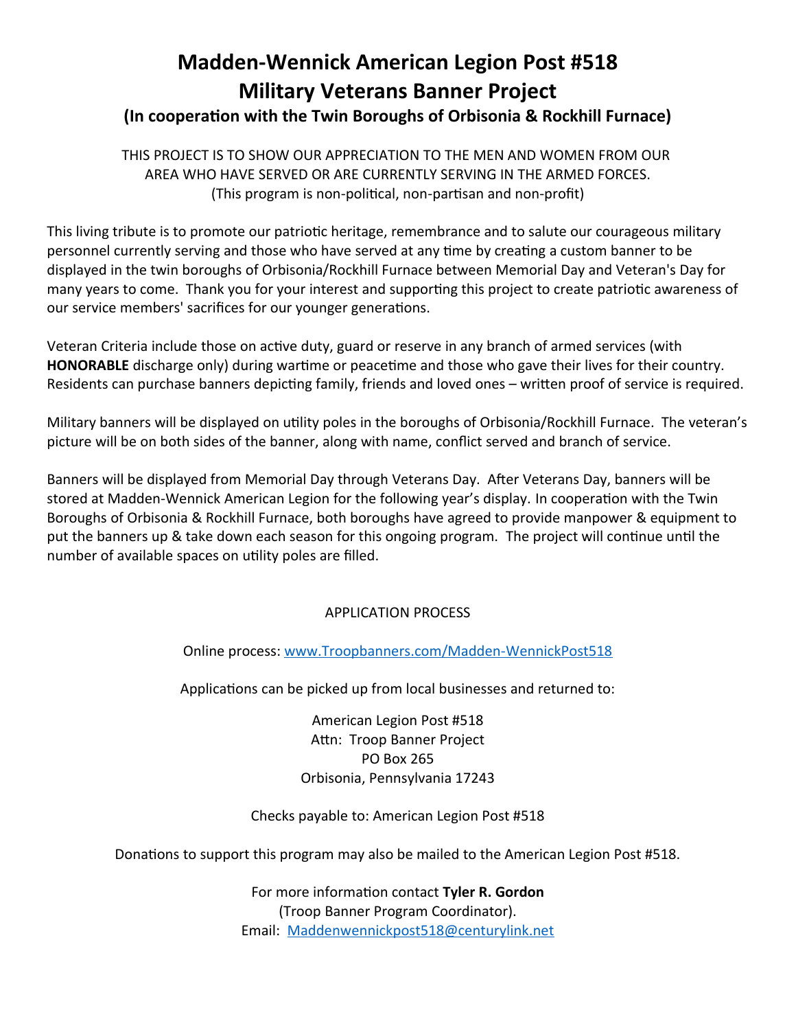# Madden-Wennick American Legion Post #518
# Military Veterans Banner Project
### (In cooperation with the Twin Boroughs of Orbisonia & Rockhill Furnace)

THIS PROJECT IS TO SHOW OUR APPRECIATION TO THE MEN AND WOMEN FROM OUR AREA WHO HAVE SERVED OR ARE CURRENTLY SERVING IN THE ARMED FORCES.
(This program is non-political, non-partisan and non-profit)

This living tribute is to promote our patriotic heritage, remembrance and to salute our courageous military personnel currently serving and those who have served at any time by creating a custom banner to be displayed in the twin boroughs of Orbisonia/Rockhill Furnace between Memorial Day and Veteran's Day for many years to come. Thank you for your interest and supporting this project to create patriotic awareness of our service members' sacrifices for our younger generations.

Veteran Criteria include those on active duty, guard or reserve in any branch of armed services (with **HONORABLE** discharge only) during wartime or peacetime and those who gave their lives for their country. Residents can purchase banners depicting family, friends and loved ones – written proof of service is required.

Military banners will be displayed on utility poles in the boroughs of Orbisonia/Rockhill Furnace. The veteran's picture will be on both sides of the banner, along with name, conflict served and branch of service.

Banners will be displayed from Memorial Day through Veterans Day. After Veterans Day, banners will be stored at Madden-Wennick American Legion for the following year's display. In cooperation with the Twin Boroughs of Orbisonia & Rockhill Furnace, both boroughs have agreed to provide manpower & equipment to put the banners up & take down each season for this ongoing program. The project will continue until the number of available spaces on utility poles are filled.

APPLICATION PROCESS

Online process: [www.Troopbanners.com/Madden-WennickPost518](http://www.Troopbanners.com/Madden-WennickPost518)

Applications can be picked up from local businesses and returned to:

American Legion Post #518
Attn: Troop Banner Project
PO Box 265
Orbisonia, Pennsylvania 17243

Checks payable to: American Legion Post #518

Donations to support this program may also be mailed to the American Legion Post #518.

For more information contact **Tyler R. Gordon**
(Troop Banner Program Coordinator).
Email: [Maddenwennickpost518@centurylink.net](mailto:Maddenwennickpost518@centurylink.net)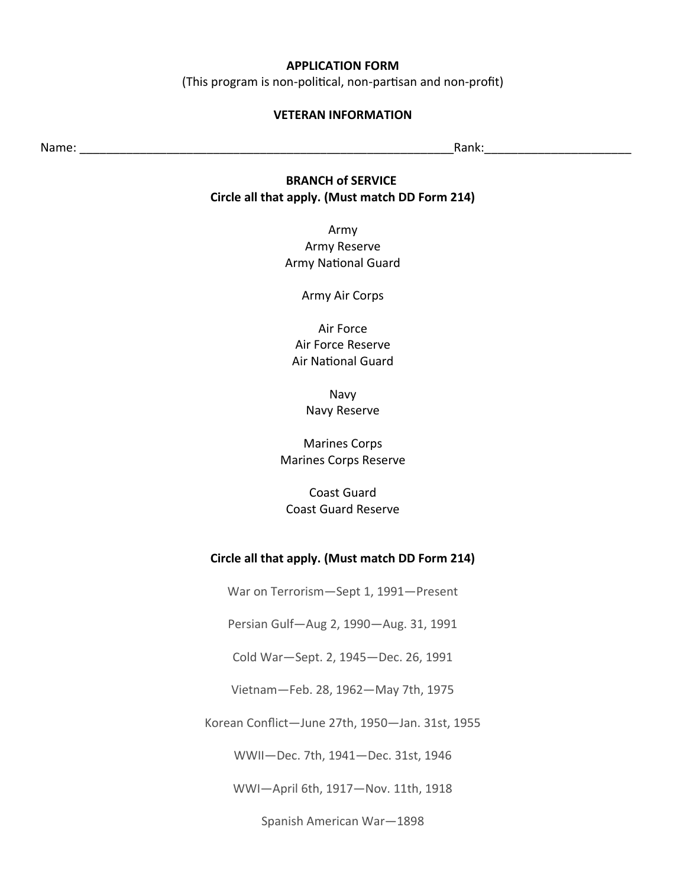**APPLICATION FORM**

(This program is non-political, non-partisan and non-profit)

**VETERAN INFORMATION**

Name: ____________________________________________________________Rank:______________________

**BRANCH of SERVICE**
**Circle all that apply. (Must match DD Form 214)**

Army
Army Reserve
Army National Guard

Army Air Corps

Air Force
Air Force Reserve
Air National Guard

Navy
Navy Reserve

Marines Corps
Marines Corps Reserve

Coast Guard
Coast Guard Reserve

**Circle all that apply. (Must match DD Form 214)**

War on Terrorism—Sept 1, 1991—Present

Persian Gulf—Aug 2, 1990—Aug. 31, 1991

Cold War—Sept. 2, 1945—Dec. 26, 1991

Vietnam—Feb. 28, 1962—May 7th, 1975

Korean Conflict—June 27th, 1950—Jan. 31st, 1955

WWII—Dec. 7th, 1941—Dec. 31st, 1946

WWI—April 6th, 1917—Nov. 11th, 1918

Spanish American War—1898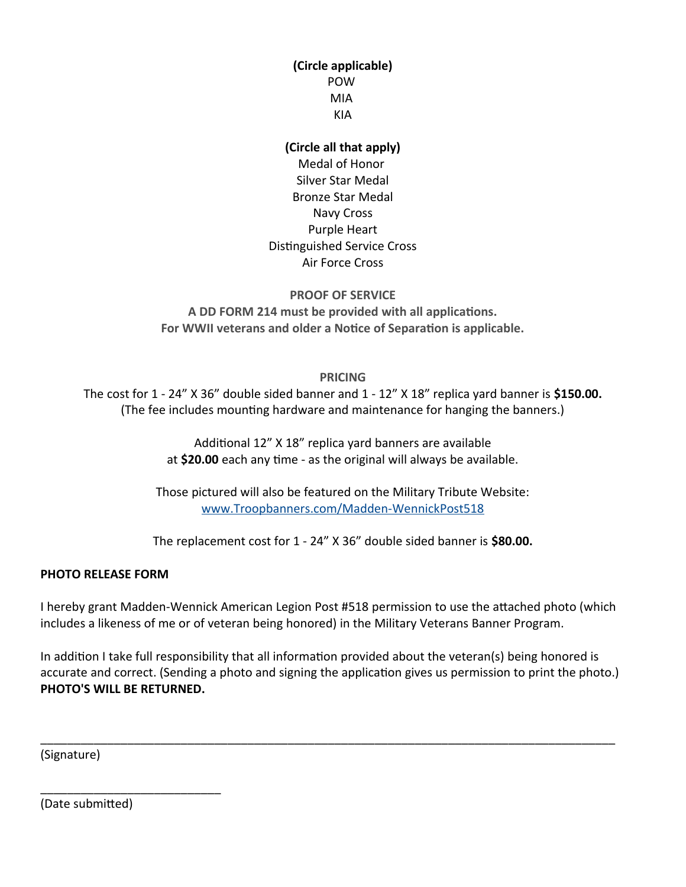**(Circle applicable)**

POW

MIA

KIA

**(Circle all that apply)**

Medal of Honor

Silver Star Medal

Bronze Star Medal

Navy Cross

Purple Heart

Distinguished Service Cross

Air Force Cross

**PROOF OF SERVICE**

**A DD FORM 214 must be provided with all applications.**
**For WWII veterans and older a Notice of Separation is applicable.**

**PRICING**

The cost for 1 - 24" X 36" double sided banner and 1 - 12" X 18" replica yard banner is **$150.00.**
(The fee includes mounting hardware and maintenance for hanging the banners.)

Additional 12" X 18" replica yard banners are available
at **$20.00** each any time - as the original will always be available.

Those pictured will also be featured on the Military Tribute Website:
[www.Troopbanners.com/Madden-WennickPost518](http://www.Troopbanners.com/Madden-WennickPost518)

The replacement cost for 1 - 24" X 36" double sided banner is **$80.00.**

**PHOTO RELEASE FORM**

I hereby grant Madden-Wennick American Legion Post #518 permission to use the attached photo (which includes a likeness of me or of veteran being honored) in the Military Veterans Banner Program.

In addition I take full responsibility that all information provided about the veteran(s) being honored is accurate and correct. (Sending a photo and signing the application gives us permission to print the photo.)
**PHOTO'S WILL BE RETURNED.**

______________________________________________________________________________

(Signature)

___________________________

(Date submitted)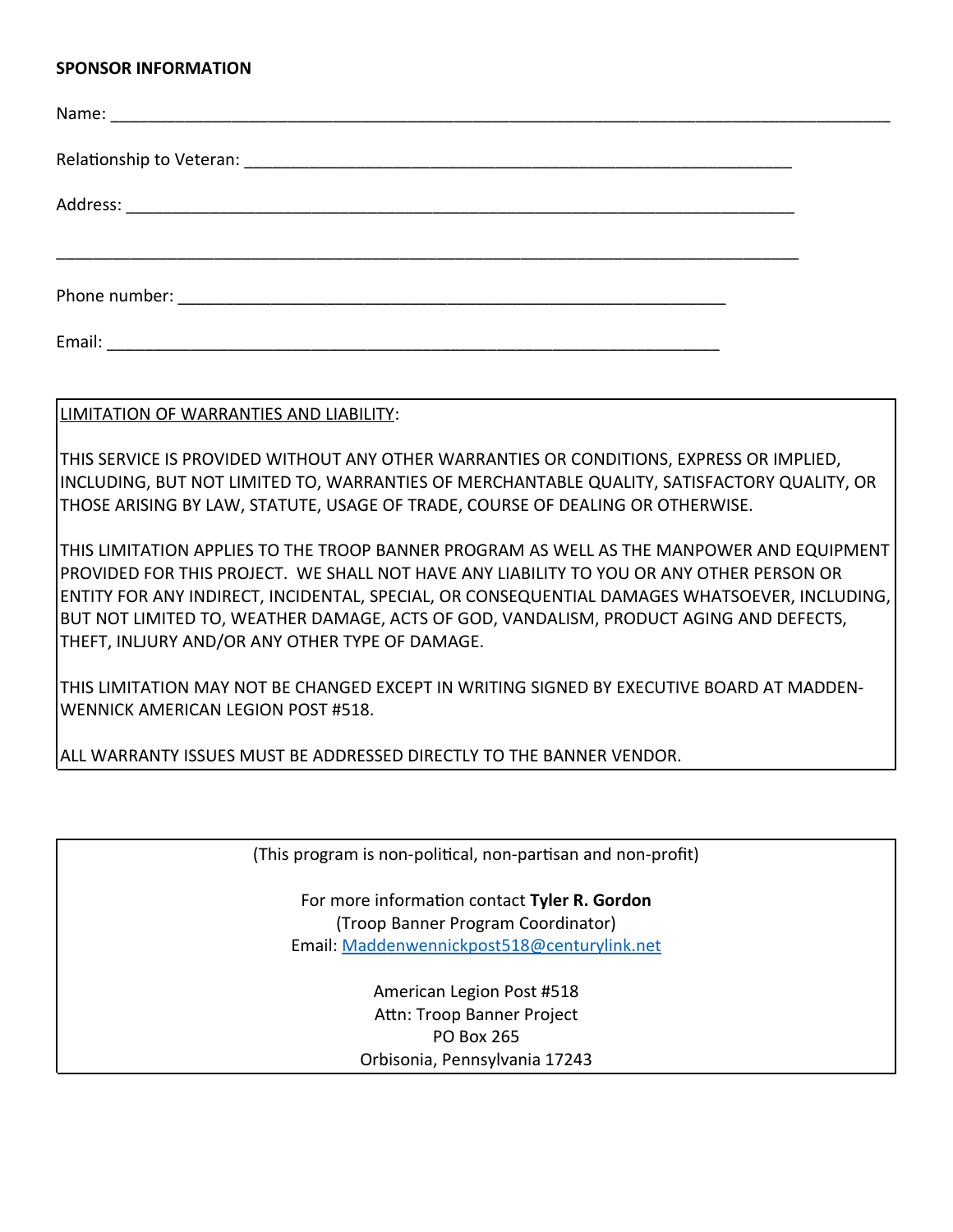**SPONSOR INFORMATION**

Name: ___________________________________________________________________________________

Relationship to Veteran: ___________________________________________________________

Address: ________________________________________________________________________

________________________________________________________________________________

Phone number: ____________________________________________________________

Email: _________________________________________________________________

<u>LIMITATION OF WARRANTIES AND LIABILITY</u>:

THIS SERVICE IS PROVIDED WITHOUT ANY OTHER WARRANTIES OR CONDITIONS, EXPRESS OR IMPLIED, INCLUDING, BUT NOT LIMITED TO, WARRANTIES OF MERCHANTABLE QUALITY, SATISFACTORY QUALITY, OR THOSE ARISING BY LAW, STATUTE, USAGE OF TRADE, COURSE OF DEALING OR OTHERWISE.

THIS LIMITATION APPLIES TO THE TROOP BANNER PROGRAM AS WELL AS THE MANPOWER AND EQUIPMENT PROVIDED FOR THIS PROJECT. WE SHALL NOT HAVE ANY LIABILITY TO YOU OR ANY OTHER PERSON OR ENTITY FOR ANY INDIRECT, INCIDENTAL, SPECIAL, OR CONSEQUENTIAL DAMAGES WHATSOEVER, INCLUDING, BUT NOT LIMITED TO, WEATHER DAMAGE, ACTS OF GOD, VANDALISM, PRODUCT AGING AND DEFECTS, THEFT, INLJURY AND/OR ANY OTHER TYPE OF DAMAGE.

THIS LIMITATION MAY NOT BE CHANGED EXCEPT IN WRITING SIGNED BY EXECUTIVE BOARD AT MADDEN-WENNICK AMERICAN LEGION POST #518.

ALL WARRANTY ISSUES MUST BE ADDRESSED DIRECTLY TO THE BANNER VENDOR.

(This program is non-political, non-partisan and non-profit)

For more information contact **Tyler R. Gordon**
(Troop Banner Program Coordinator)
Email: Maddenwennickpost518@centurylink.net

American Legion Post #518
Attn: Troop Banner Project
PO Box 265
Orbisonia, Pennsylvania 17243